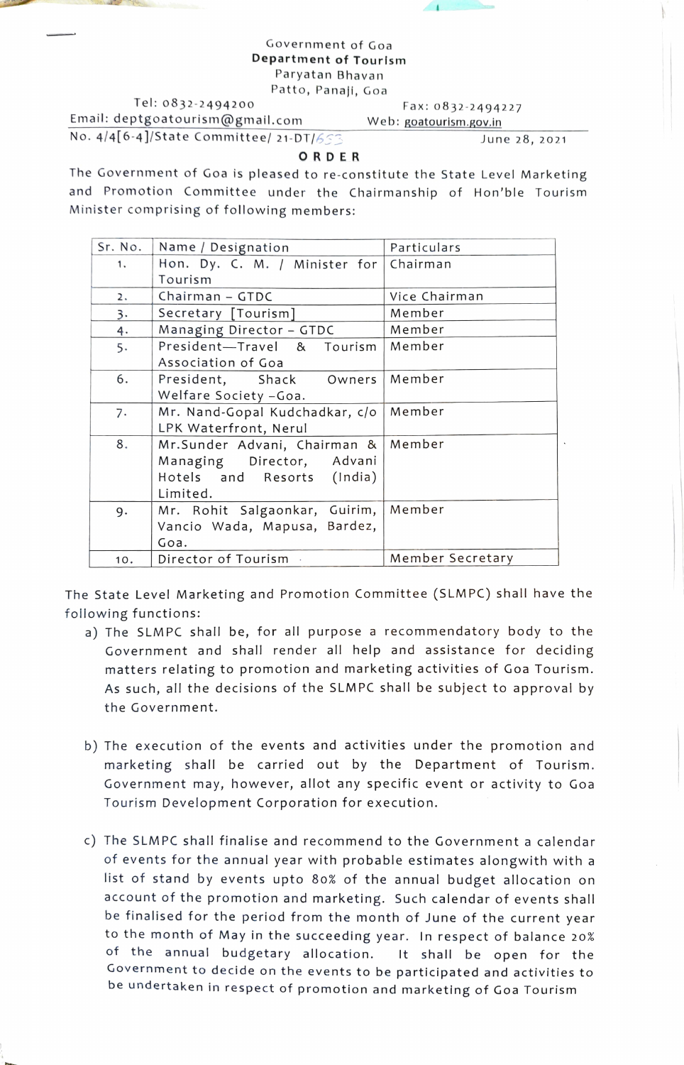Government of Goa
**Department of Tourism**
Paryatan Bhavan
Patto, Panaji, Goa

Tel: 0832-2494200 Fax: 0832-2494227
Email: deptgoatourism@gmail.com Web: goatourism.gov.in

No. 4/4[6-4]/State Committee/ 21-DT/653 June 28, 2021

## ORDER

The Government of Goa is pleased to re-constitute the State Level Marketing and Promotion Committee under the Chairmanship of Hon'ble Tourism Minister comprising of following members:

| Sr. No. | Name / Designation | Particulars |
|---|---|---|
| 1. | Hon. Dy. C. M. / Minister for Tourism | Chairman |
| 2. | Chairman – GTDC | Vice Chairman |
| 3. | Secretary [Tourism] | Member |
| 4. | Managing Director – GTDC | Member |
| 5. | President—Travel & Tourism Association of Goa | Member |
| 6. | President, Shack Owners Welfare Society –Goa. | Member |
| 7. | Mr. Nand-Gopal Kudchadkar, c/o LPK Waterfront, Nerul | Member |
| 8. | Mr.Sunder Advani, Chairman & Managing Director, Advani Hotels and Resorts (India) Limited. | Member |
| 9. | Mr. Rohit Salgaonkar, Guirim, Vancio Wada, Mapusa, Bardez, Goa. | Member |
| 10. | Director of Tourism | Member Secretary |

The State Level Marketing and Promotion Committee (SLMPC) shall have the following functions:

a) The SLMPC shall be, for all purpose a recommendatory body to the Government and shall render all help and assistance for deciding matters relating to promotion and marketing activities of Goa Tourism. As such, all the decisions of the SLMPC shall be subject to approval by the Government.

b) The execution of the events and activities under the promotion and marketing shall be carried out by the Department of Tourism. Government may, however, allot any specific event or activity to Goa Tourism Development Corporation for execution.

c) The SLMPC shall finalise and recommend to the Government a calendar of events for the annual year with probable estimates alongwith with a list of stand by events upto 80% of the annual budget allocation on account of the promotion and marketing. Such calendar of events shall be finalised for the period from the month of June of the current year to the month of May in the succeeding year. In respect of balance 20% of the annual budgetary allocation. It shall be open for the Government to decide on the events to be participated and activities to be undertaken in respect of promotion and marketing of Goa Tourism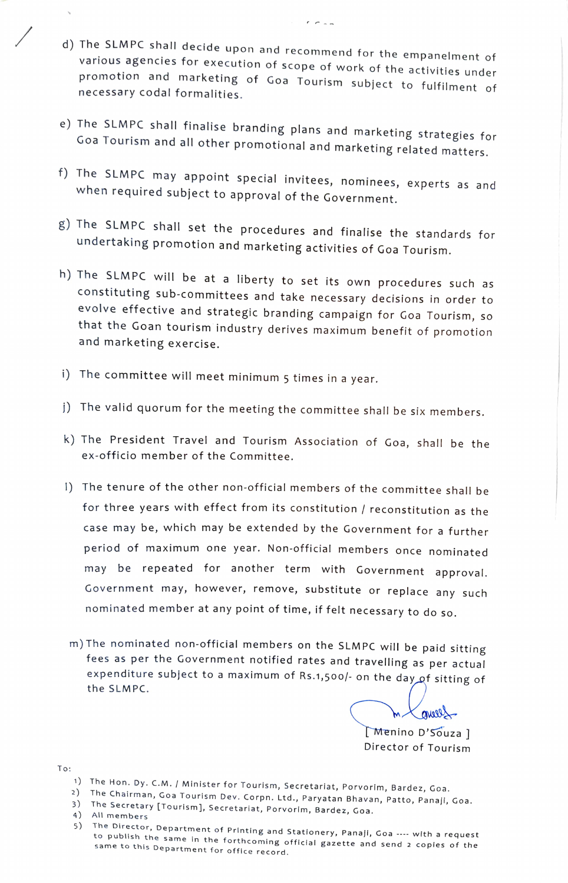d) The SLMPC shall decide upon and recommend for the empanelment of various agencies for execution of scope of work of the activities under promotion and marketing of Goa Tourism subject to fulfilment of necessary codal formalities.

e) The SLMPC shall finalise branding plans and marketing strategies for Goa Tourism and all other promotional and marketing related matters.

f) The SLMPC may appoint special invitees, nominees, experts as and when required subject to approval of the Government.

g) The SLMPC shall set the procedures and finalise the standards for undertaking promotion and marketing activities of Goa Tourism.

h) The SLMPC will be at a liberty to set its own procedures such as constituting sub-committees and take necessary decisions in order to evolve effective and strategic branding campaign for Goa Tourism, so that the Goan tourism industry derives maximum benefit of promotion and marketing exercise.

i) The committee will meet minimum 5 times in a year.

j) The valid quorum for the meeting the committee shall be six members.

k) The President Travel and Tourism Association of Goa, shall be the ex-officio member of the Committee.

l) The tenure of the other non-official members of the committee shall be for three years with effect from its constitution / reconstitution as the case may be, which may be extended by the Government for a further period of maximum one year. Non-official members once nominated may be repeated for another term with Government approval. Government may, however, remove, substitute or replace any such nominated member at any point of time, if felt necessary to do so.

m) The nominated non-official members on the SLMPC will be paid sitting fees as per the Government notified rates and travelling as per actual expenditure subject to a maximum of Rs.1,500/- on the day of sitting of the SLMPC.

[ Menino D'Souza ]
Director of Tourism

To:

1) The Hon. Dy. C.M. / Minister for Tourism, Secretariat, Porvorim, Bardez, Goa.
2) The Chairman, Goa Tourism Dev. Corpn. Ltd., Paryatan Bhavan, Patto, Panaji, Goa.
3) The Secretary [Tourism], Secretariat, Porvorim, Bardez, Goa.
4) All members
5) The Director, Department of Printing and Stationery, Panaji, Goa ---- with a request to publish the same in the forthcoming official gazette and send 2 copies of the same to this Department for office record.